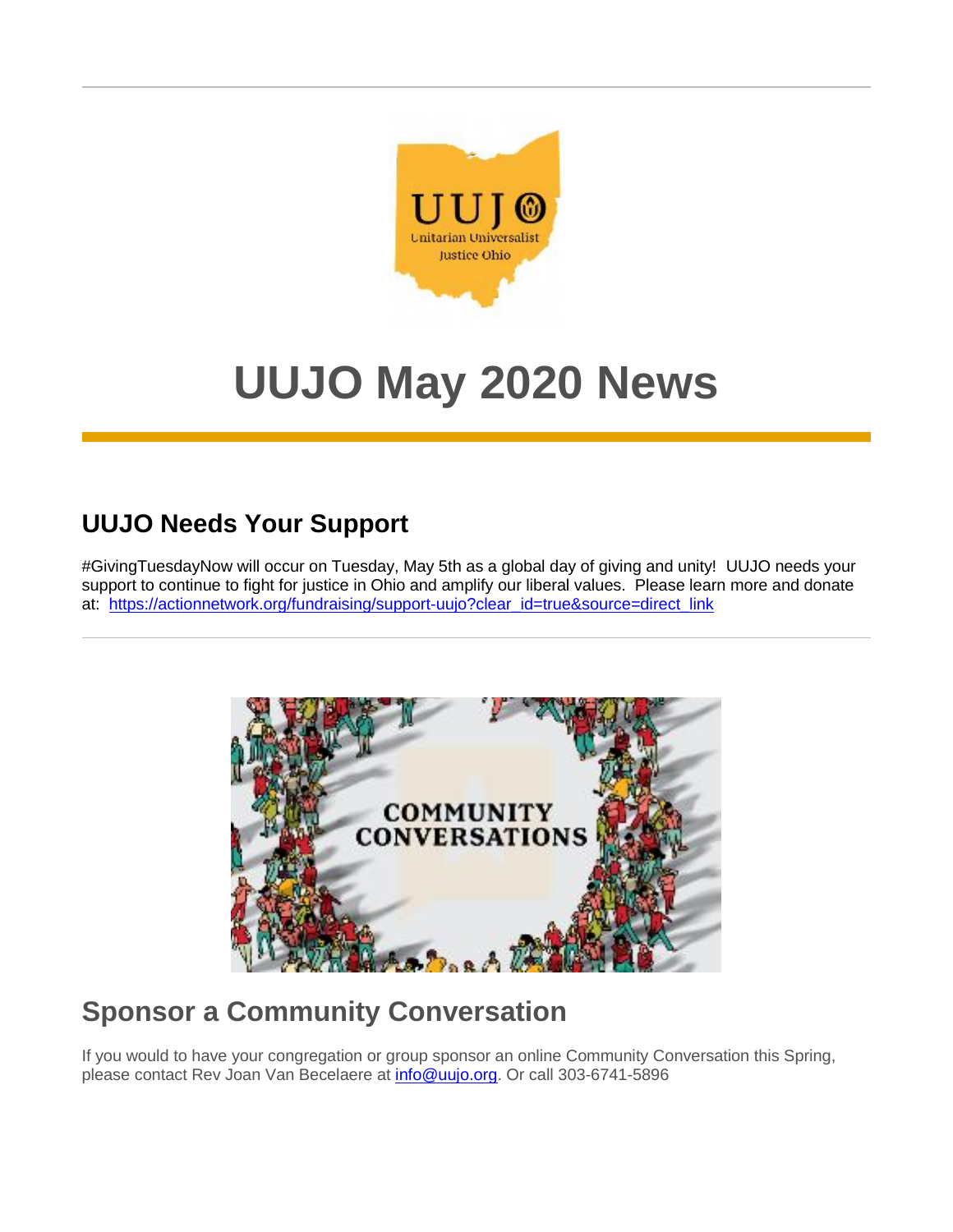# UUJO May 2020 News

## UUJO Needs Your Support

#GivingTuesdayNow will occur on Tuesday, May 5th as a global day of giving and unity! UUJO needs your support to continue to fight for justice in Ohio and amplify our liberal values. Please learn more and donate at: https://actionnetwork.org/fundraising/support-uujo?clear_id=true&source=direct_link

## Sponsor a Community Conversation

If you would to have your congregation or group sponsor an online Community Conversation this Spring, please contact Rev Joan Van Becelaere at info@uujo.org. Or call 303-6741-5896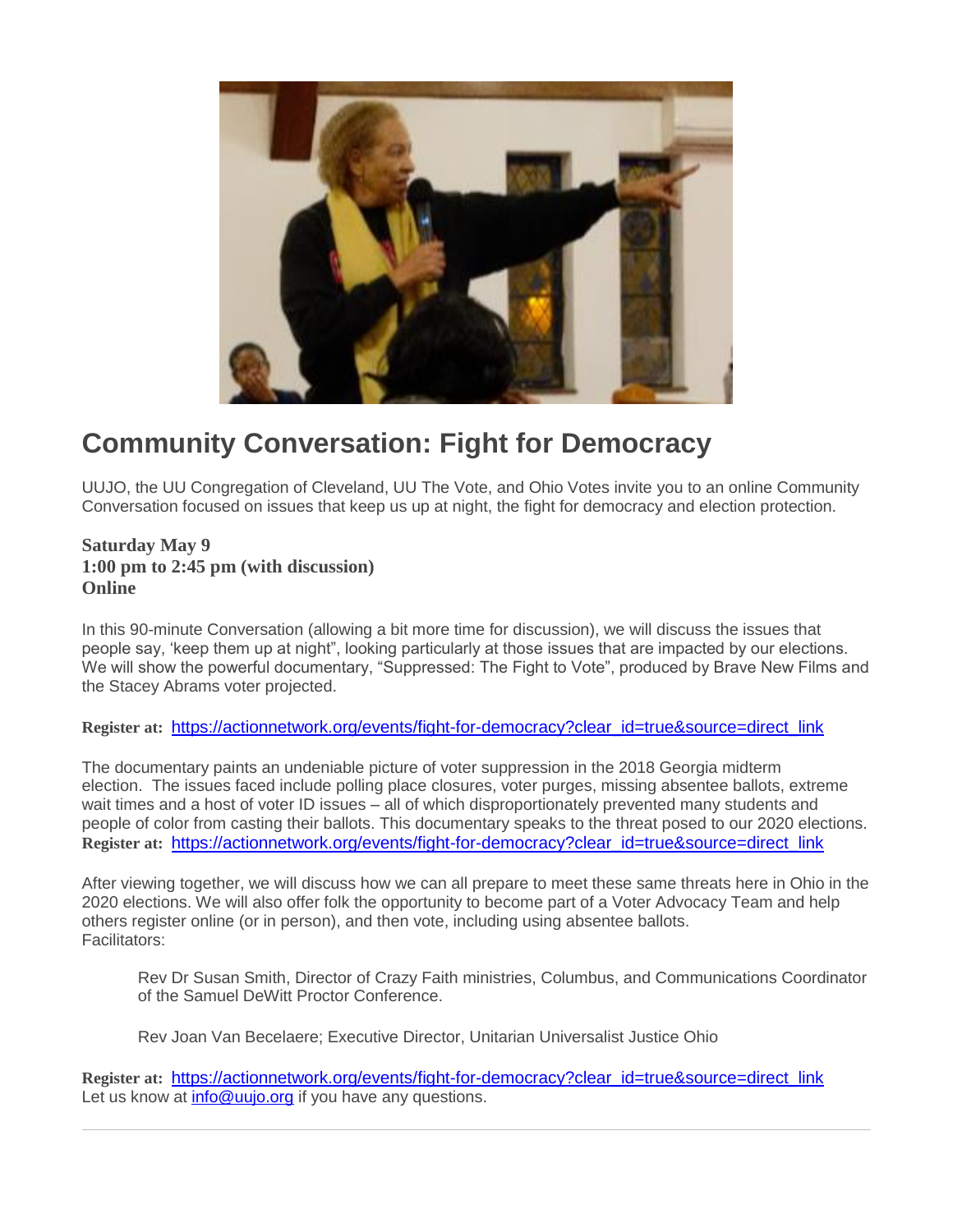# Community Conversation: Fight for Democracy

UUJO, the UU Congregation of Cleveland, UU The Vote, and Ohio Votes invite you to an online Community Conversation focused on issues that keep us up at night, the fight for democracy and election protection.

**Saturday May 9**
**1:00 pm to 2:45 pm (with discussion)**
**Online**

In this 90-minute Conversation (allowing a bit more time for discussion), we will discuss the issues that people say, 'keep them up at night", looking particularly at those issues that are impacted by our elections. We will show the powerful documentary, "Suppressed: The Fight to Vote", produced by Brave New Films and the Stacey Abrams voter projected.

**Register at:** https://actionnetwork.org/events/fight-for-democracy?clear_id=true&source=direct_link

The documentary paints an undeniable picture of voter suppression in the 2018 Georgia midterm election. The issues faced include polling place closures, voter purges, missing absentee ballots, extreme wait times and a host of voter ID issues – all of which disproportionately prevented many students and people of color from casting their ballots. This documentary speaks to the threat posed to our 2020 elections.
**Register at:** https://actionnetwork.org/events/fight-for-democracy?clear_id=true&source=direct_link

After viewing together, we will discuss how we can all prepare to meet these same threats here in Ohio in the 2020 elections. We will also offer folk the opportunity to become part of a Voter Advocacy Team and help others register online (or in person), and then vote, including using absentee ballots.
Facilitators:

> Rev Dr Susan Smith, Director of Crazy Faith ministries, Columbus, and Communications Coordinator of the Samuel DeWitt Proctor Conference.
>
> Rev Joan Van Becelaere; Executive Director, Unitarian Universalist Justice Ohio

**Register at:** https://actionnetwork.org/events/fight-for-democracy?clear_id=true&source=direct_link
Let us know at info@uujo.org if you have any questions.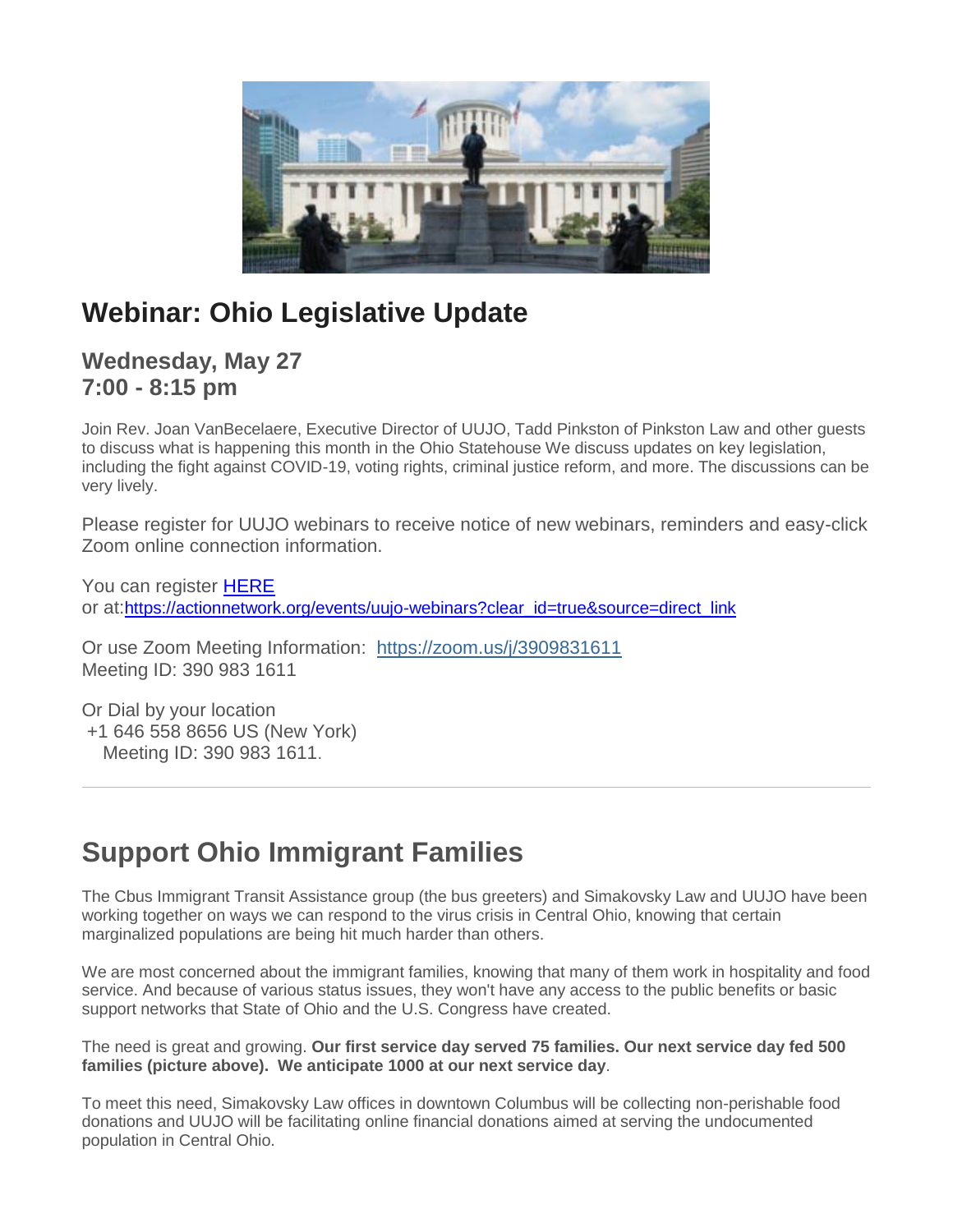# Webinar: Ohio Legislative Update

### Wednesday, May 27
### 7:00 - 8:15 pm

Join Rev. Joan VanBecelaere, Executive Director of UUJO, Tadd Pinkston of Pinkston Law and other guests to discuss what is happening this month in the Ohio Statehouse We discuss updates on key legislation, including the fight against COVID-19, voting rights, criminal justice reform, and more. The discussions can be very lively.

Please register for UUJO webinars to receive notice of new webinars, reminders and easy-click Zoom online connection information.

You can register HERE
or at:https://actionnetwork.org/events/uujo-webinars?clear_id=true&source=direct_link

Or use Zoom Meeting Information: https://zoom.us/j/3909831611
Meeting ID: 390 983 1611

Or Dial by your location
+1 646 558 8656 US (New York)
Meeting ID: 390 983 1611.

---

# Support Ohio Immigrant Families

The Cbus Immigrant Transit Assistance group (the bus greeters) and Simakovsky Law and UUJO have been working together on ways we can respond to the virus crisis in Central Ohio, knowing that certain marginalized populations are being hit much harder than others.

We are most concerned about the immigrant families, knowing that many of them work in hospitality and food service. And because of various status issues, they won't have any access to the public benefits or basic support networks that State of Ohio and the U.S. Congress have created.

The need is great and growing. **Our first service day served 75 families. Our next service day fed 500 families (picture above). We anticipate 1000 at our next service day**.

To meet this need, Simakovsky Law offices in downtown Columbus will be collecting non-perishable food donations and UUJO will be facilitating online financial donations aimed at serving the undocumented population in Central Ohio.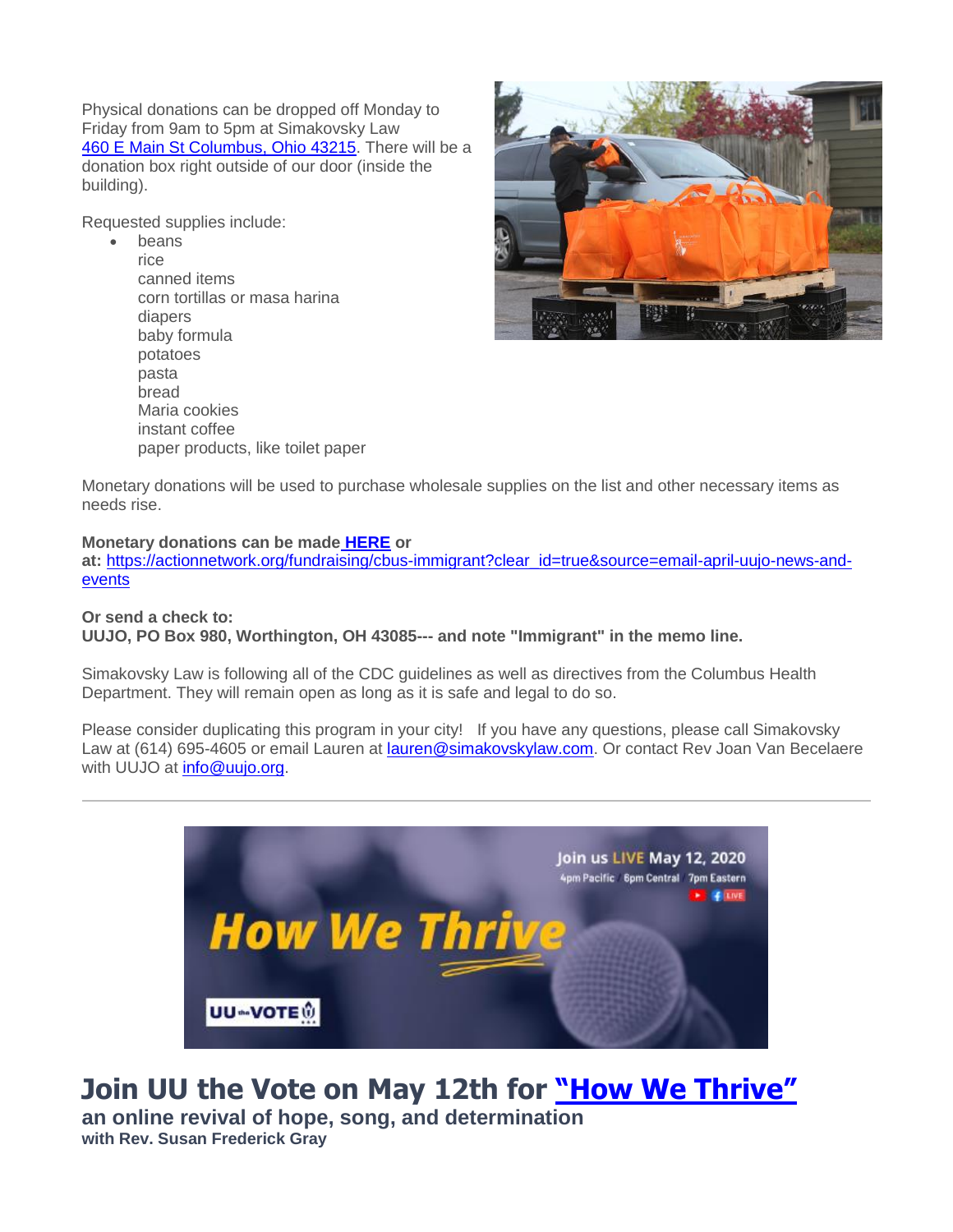Physical donations can be dropped off Monday to Friday from 9am to 5pm at Simakovsky Law [460 E Main St Columbus, Ohio 43215](). There will be a donation box right outside of our door (inside the building).

Requested supplies include:

- beans
  rice
  canned items
  corn tortillas or masa harina
  diapers
  baby formula
  potatoes
  pasta
  bread
  Maria cookies
  instant coffee
  paper products, like toilet paper

Monetary donations will be used to purchase wholesale supplies on the list and other necessary items as needs rise.

**Monetary donations can be made [HERE]() or at:** https://actionnetwork.org/fundraising/cbus-immigrant?clear_id=true&source=email-april-uujo-news-and-events

**Or send a check to:**
**UUJO, PO Box 980, Worthington, OH 43085--- and note "Immigrant" in the memo line.**

Simakovsky Law is following all of the CDC guidelines as well as directives from the Columbus Health Department. They will remain open as long as it is safe and legal to do so.

Please consider duplicating this program in your city! If you have any questions, please call Simakovsky Law at (614) 695-4605 or email Lauren at lauren@simakovskylaw.com. Or contact Rev Joan Van Becelaere with UUJO at info@uujo.org.

---

# Join UU the Vote on May 12th for ["How We Thrive"]()

**an online revival of hope, song, and determination**
**with Rev. Susan Frederick Gray**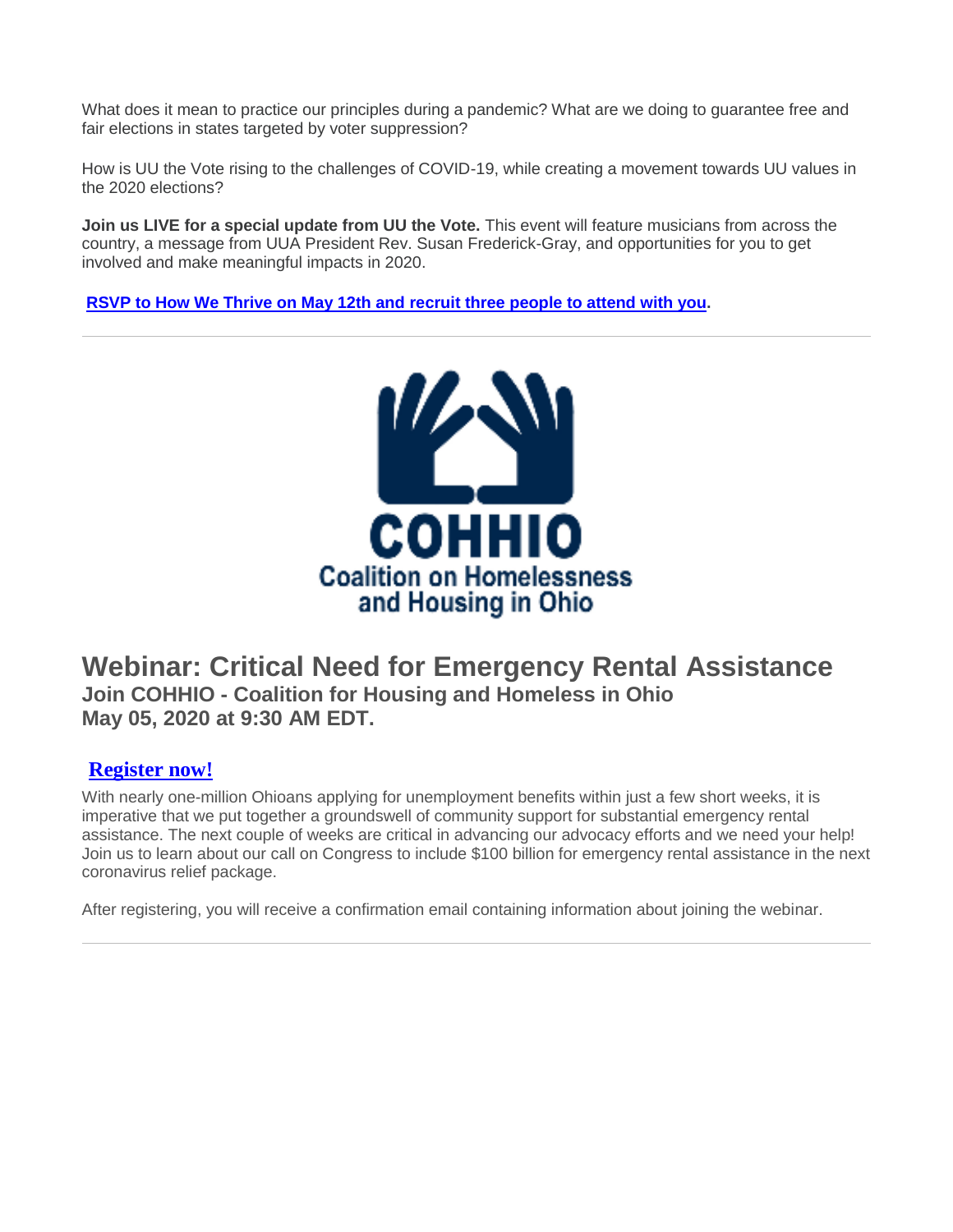What does it mean to practice our principles during a pandemic? What are we doing to guarantee free and fair elections in states targeted by voter suppression?

How is UU the Vote rising to the challenges of COVID-19, while creating a movement towards UU values in the 2020 elections?

**Join us LIVE for a special update from UU the Vote.** This event will feature musicians from across the country, a message from UUA President Rev. Susan Frederick-Gray, and opportunities for you to get involved and make meaningful impacts in 2020.

**RSVP to How We Thrive on May 12th and recruit three people to attend with you.**

---

COHHIO
Coalition on Homelessness and Housing in Ohio

## Webinar: Critical Need for Emergency Rental Assistance

### Join COHHIO - Coalition for Housing and Homeless in Ohio
### May 05, 2020 at 9:30 AM EDT.

**Register now!**

With nearly one-million Ohioans applying for unemployment benefits within just a few short weeks, it is imperative that we put together a groundswell of community support for substantial emergency rental assistance. The next couple of weeks are critical in advancing our advocacy efforts and we need your help! Join us to learn about our call on Congress to include $100 billion for emergency rental assistance in the next coronavirus relief package.

After registering, you will receive a confirmation email containing information about joining the webinar.

---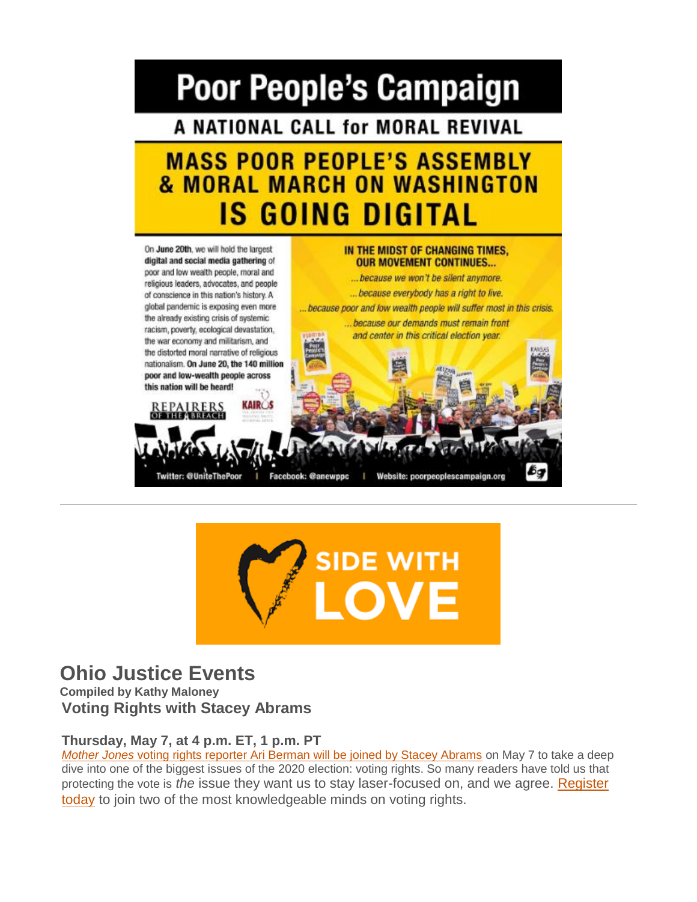# Poor People's Campaign

## A NATIONAL CALL for MORAL REVIVAL

## MASS POOR PEOPLE'S ASSEMBLY & MORAL MARCH ON WASHINGTON IS GOING DIGITAL

On **June 20th**, we will hold the largest **digital and social media gathering** of poor and low wealth people, moral and religious leaders, advocates, and people of conscience in this nation's history. A global pandemic is exposing even more the already existing crisis of systemic racism, poverty, ecological devastation, the war economy and militarism, and the distorted moral narrative of religious nationalism. **On June 20, the 140 million poor and low-wealth people across this nation will be heard!**

**IN THE MIDST OF CHANGING TIMES, OUR MOVEMENT CONTINUES...**

*...because we won't be silent anymore.*

*...because everybody has a right to live.*

*...because poor and low wealth people will suffer most in this crisis.*

*...because our demands must remain front and center in this critical election year.*

REPAIRERS OF THE BREACH | KAIROS

Twitter: @UniteThePoor | Facebook: @anewppc | Website: poorpeoplescampaign.org

---

SIDE WITH LOVE

## Ohio Justice Events

**Compiled by Kathy Maloney**

### Voting Rights with Stacey Abrams

**Thursday, May 7, at 4 p.m. ET, 1 p.m. PT**

*Mother Jones* voting rights reporter Ari Berman will be joined by Stacey Abrams on May 7 to take a deep dive into one of the biggest issues of the 2020 election: voting rights. So many readers have told us that protecting the vote is *the* issue they want us to stay laser-focused on, and we agree. Register today to join two of the most knowledgeable minds on voting rights.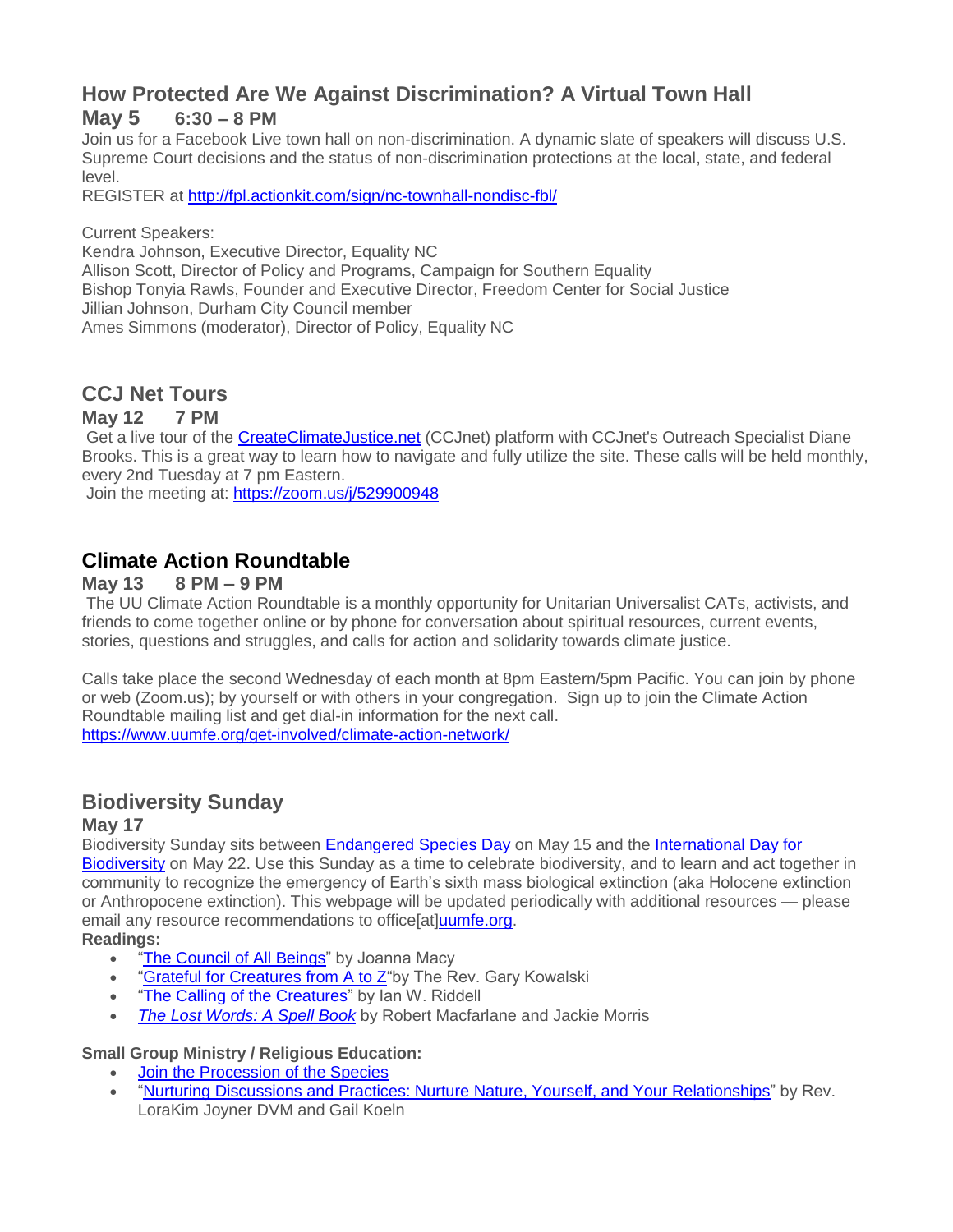## How Protected Are We Against Discrimination? A Virtual Town Hall

### May 5 6:30 – 8 PM

Join us for a Facebook Live town hall on non-discrimination. A dynamic slate of speakers will discuss U.S. Supreme Court decisions and the status of non-discrimination protections at the local, state, and federal level.

REGISTER at http://fpl.actionkit.com/sign/nc-townhall-nondisc-fbl/

Current Speakers:
Kendra Johnson, Executive Director, Equality NC
Allison Scott, Director of Policy and Programs, Campaign for Southern Equality
Bishop Tonyia Rawls, Founder and Executive Director, Freedom Center for Social Justice
Jillian Johnson, Durham City Council member
Ames Simmons (moderator), Director of Policy, Equality NC

## CCJ Net Tours

### May 12 7 PM

Get a live tour of the CreateClimateJustice.net (CCJnet) platform with CCJnet's Outreach Specialist Diane Brooks. This is a great way to learn how to navigate and fully utilize the site. These calls will be held monthly, every 2nd Tuesday at 7 pm Eastern.

Join the meeting at: https://zoom.us/j/529900948

## Climate Action Roundtable

### May 13 8 PM – 9 PM

The UU Climate Action Roundtable is a monthly opportunity for Unitarian Universalist CATs, activists, and friends to come together online or by phone for conversation about spiritual resources, current events, stories, questions and struggles, and calls for action and solidarity towards climate justice.

Calls take place the second Wednesday of each month at 8pm Eastern/5pm Pacific. You can join by phone or web (Zoom.us); by yourself or with others in your congregation. Sign up to join the Climate Action Roundtable mailing list and get dial-in information for the next call.
https://www.uumfe.org/get-involved/climate-action-network/

## Biodiversity Sunday

### May 17

Biodiversity Sunday sits between Endangered Species Day on May 15 and the International Day for Biodiversity on May 22. Use this Sunday as a time to celebrate biodiversity, and to learn and act together in community to recognize the emergency of Earth's sixth mass biological extinction (aka Holocene extinction or Anthropocene extinction). This webpage will be updated periodically with additional resources — please email any resource recommendations to office[at]uumfe.org.

**Readings:**

- "The Council of All Beings" by Joanna Macy
- "Grateful for Creatures from A to Z"by The Rev. Gary Kowalski
- "The Calling of the Creatures" by Ian W. Riddell
- *The Lost Words: A Spell Book* by Robert Macfarlane and Jackie Morris

**Small Group Ministry / Religious Education:**

- Join the Procession of the Species
- "Nurturing Discussions and Practices: Nurture Nature, Yourself, and Your Relationships" by Rev. LoraKim Joyner DVM and Gail Koeln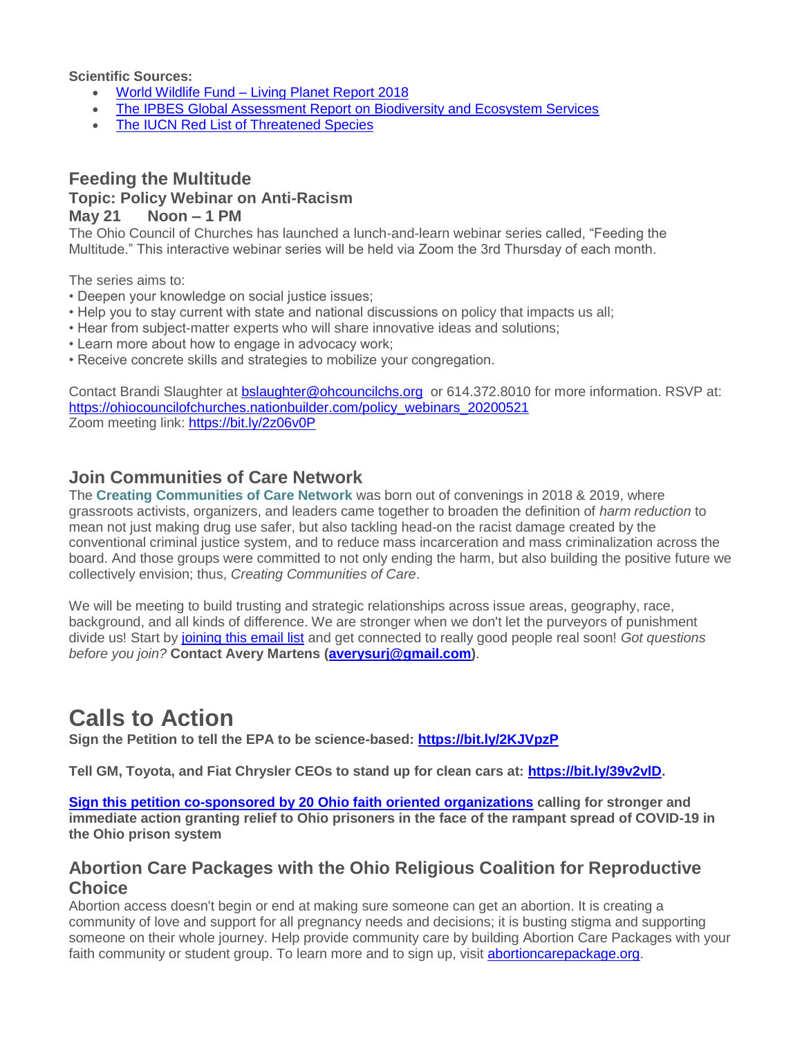**Scientific Sources:**

- [World Wildlife Fund – Living Planet Report 2018]
- [The IPBES Global Assessment Report on Biodiversity and Ecosystem Services]
- [The IUCN Red List of Threatened Species]

## Feeding the Multitude

### Topic: Policy Webinar on Anti-Racism

### May 21 Noon – 1 PM

The Ohio Council of Churches has launched a lunch-and-learn webinar series called, "Feeding the Multitude." This interactive webinar series will be held via Zoom the 3rd Thursday of each month.

The series aims to:

• Deepen your knowledge on social justice issues;
• Help you to stay current with state and national discussions on policy that impacts us all;
• Hear from subject-matter experts who will share innovative ideas and solutions;
• Learn more about how to engage in advocacy work;
• Receive concrete skills and strategies to mobilize your congregation.

Contact Brandi Slaughter at bslaughter@ohcouncilchs.org or 614.372.8010 for more information. RSVP at: https://ohiocouncilofchurches.nationbuilder.com/policy_webinars_20200521
Zoom meeting link: https://bit.ly/2z06v0P

## Join Communities of Care Network

The **Creating Communities of Care Network** was born out of convenings in 2018 & 2019, where grassroots activists, organizers, and leaders came together to broaden the definition of *harm reduction* to mean not just making drug use safer, but also tackling head-on the racist damage created by the conventional criminal justice system, and to reduce mass incarceration and mass criminalization across the board. And those groups were committed to not only ending the harm, but also building the positive future we collectively envision; thus, *Creating Communities of Care*.

We will be meeting to build trusting and strategic relationships across issue areas, geography, race, background, and all kinds of difference. We are stronger when we don't let the purveyors of punishment divide us! Start by joining this email list and get connected to really good people real soon! *Got questions before you join?* **Contact Avery Martens (averysurj@gmail.com)**.

# Calls to Action

**Sign the Petition to tell the EPA to be science-based: https://bit.ly/2KJVpzP**

**Tell GM, Toyota, and Fiat Chrysler CEOs to stand up for clean cars at: https://bit.ly/39v2vlD.**

**Sign this petition co-sponsored by 20 Ohio faith oriented organizations calling for stronger and immediate action granting relief to Ohio prisoners in the face of the rampant spread of COVID-19 in the Ohio prison system**

## Abortion Care Packages with the Ohio Religious Coalition for Reproductive Choice

Abortion access doesn't begin or end at making sure someone can get an abortion. It is creating a community of love and support for all pregnancy needs and decisions; it is busting stigma and supporting someone on their whole journey. Help provide community care by building Abortion Care Packages with your faith community or student group. To learn more and to sign up, visit abortioncarepackage.org.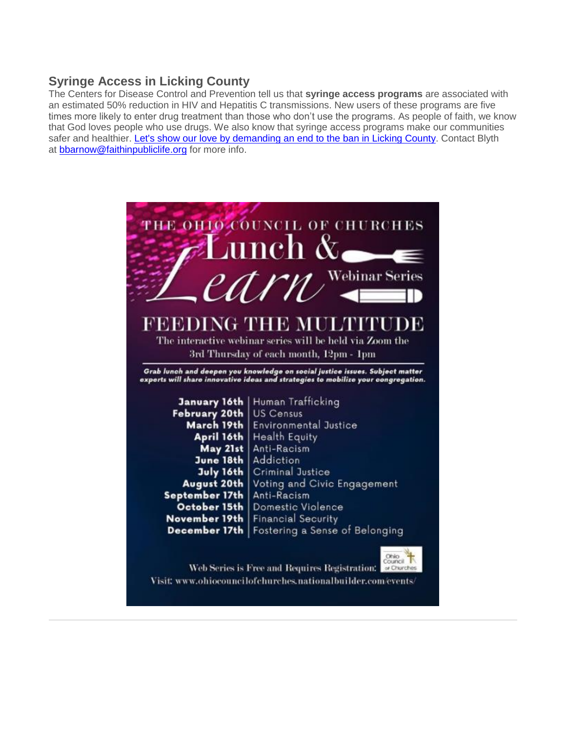## Syringe Access in Licking County

The Centers for Disease Control and Prevention tell us that **syringe access programs** are associated with an estimated 50% reduction in HIV and Hepatitis C transmissions. New users of these programs are five times more likely to enter drug treatment than those who don't use the programs. As people of faith, we know that God loves people who use drugs. We also know that syringe access programs make our communities safer and healthier. [Let's show our love by demanding an end to the ban in Licking County](). Contact Blyth at [bbarnow@faithinpubliclife.org]() for more info.

THE OHIO COUNCIL OF CHURCHES

# Lunch & Learn

Webinar Series

## FEEDING THE MULTITUDE

The interactive webinar series will be held via Zoom the 3rd Thursday of each month, 12pm - 1pm

*Grab lunch and deepen you knowledge on social justice issues. Subject matter experts will share innovative ideas and strategies to mobilize your congregation.*

| | |
|---|---|
| **January 16th** | Human Trafficking |
| **February 20th** | US Census |
| **March 19th** | Environmental Justice |
| **April 16th** | Health Equity |
| **May 21st** | Anti-Racism |
| **June 18th** | Addiction |
| **July 16th** | Criminal Justice |
| **August 20th** | Voting and Civic Engagement |
| **September 17th** | Anti-Racism |
| **October 15th** | Domestic Violence |
| **November 19th** | Financial Security |
| **December 17th** | Fostering a Sense of Belonging |

Web Series is Free and Requires Registration:
Visit: www.ohiocouncilofchurches.nationalbuilder.com/events/

Ohio Council of Churches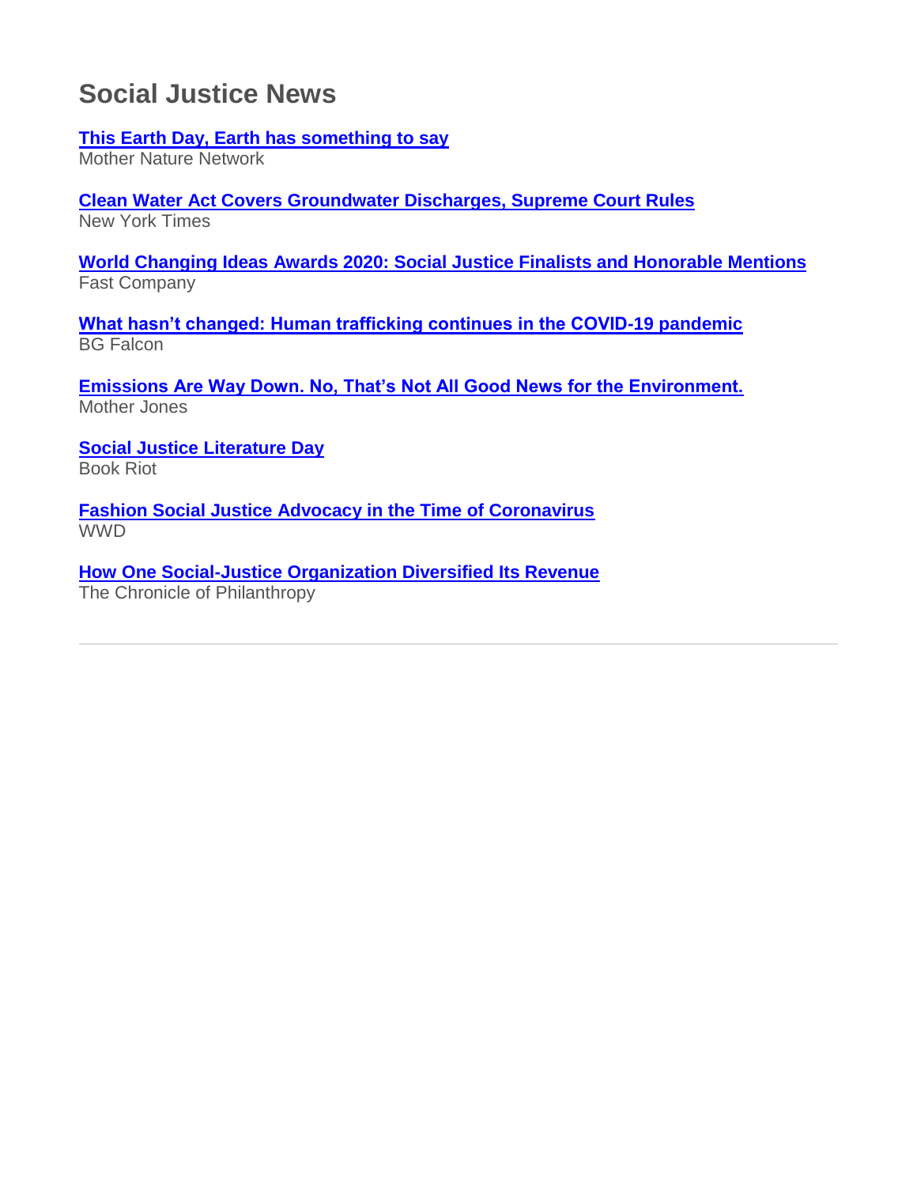## Social Justice News

**This Earth Day, Earth has something to say**
Mother Nature Network

**Clean Water Act Covers Groundwater Discharges, Supreme Court Rules**
New York Times

**World Changing Ideas Awards 2020: Social Justice Finalists and Honorable Mentions**
Fast Company

**What hasn't changed: Human trafficking continues in the COVID-19 pandemic**
BG Falcon

**Emissions Are Way Down. No, That's Not All Good News for the Environment.**
Mother Jones

**Social Justice Literature Day**
Book Riot

**Fashion Social Justice Advocacy in the Time of Coronavirus**
WWD

**How One Social-Justice Organization Diversified Its Revenue**
The Chronicle of Philanthropy

---